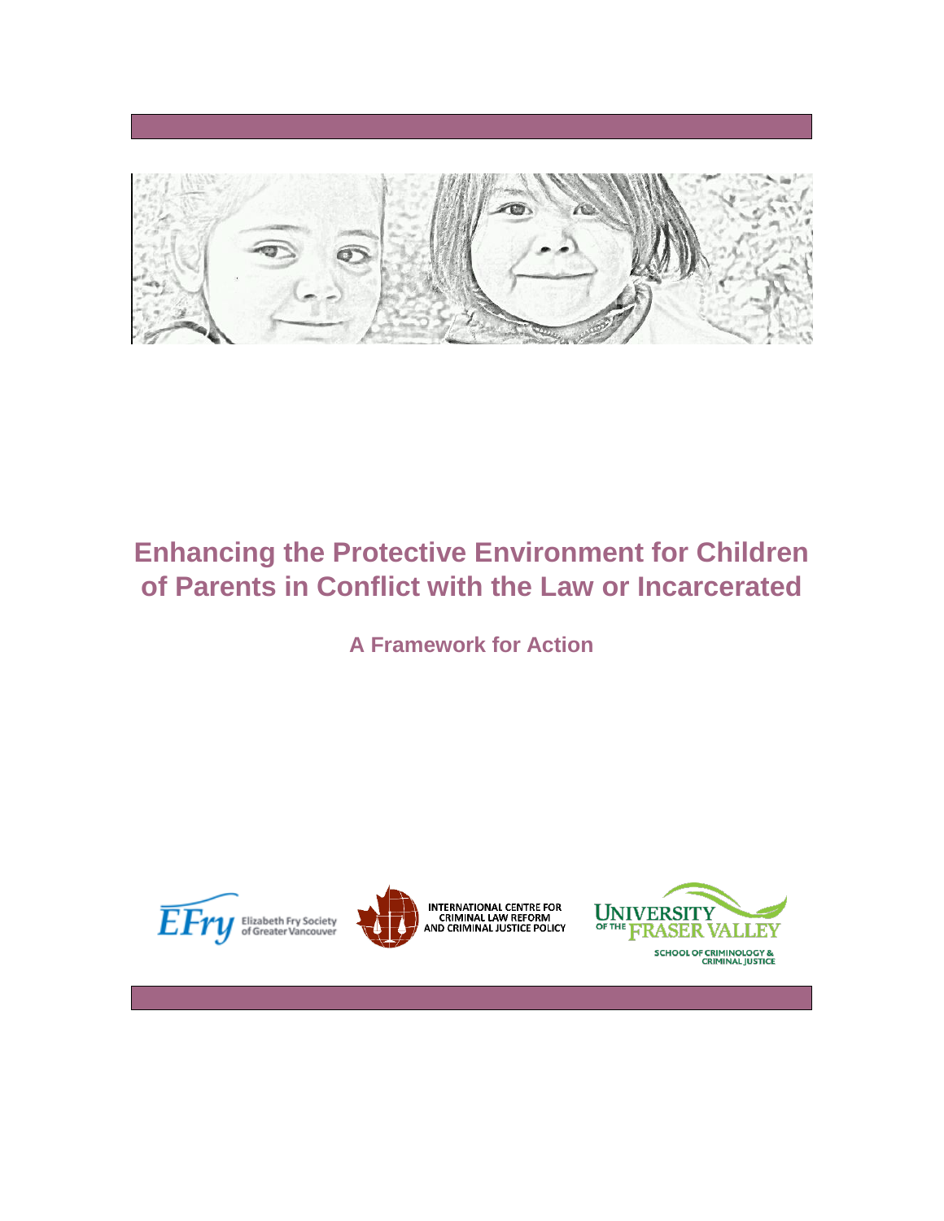# Enhancing the Protective Environment for Children of Parents in Conflict with the Law or Incarcerated

## A Framework for Action

EFry Elizabeth Fry Society of Greater Vancouver

INTERNATIONAL CENTRE FOR CRIMINAL LAW REFORM AND CRIMINAL JUSTICE POLICY

UNIVERSITY OF THE FRASER VALLEY
SCHOOL OF CRIMINOLOGY & CRIMINAL JUSTICE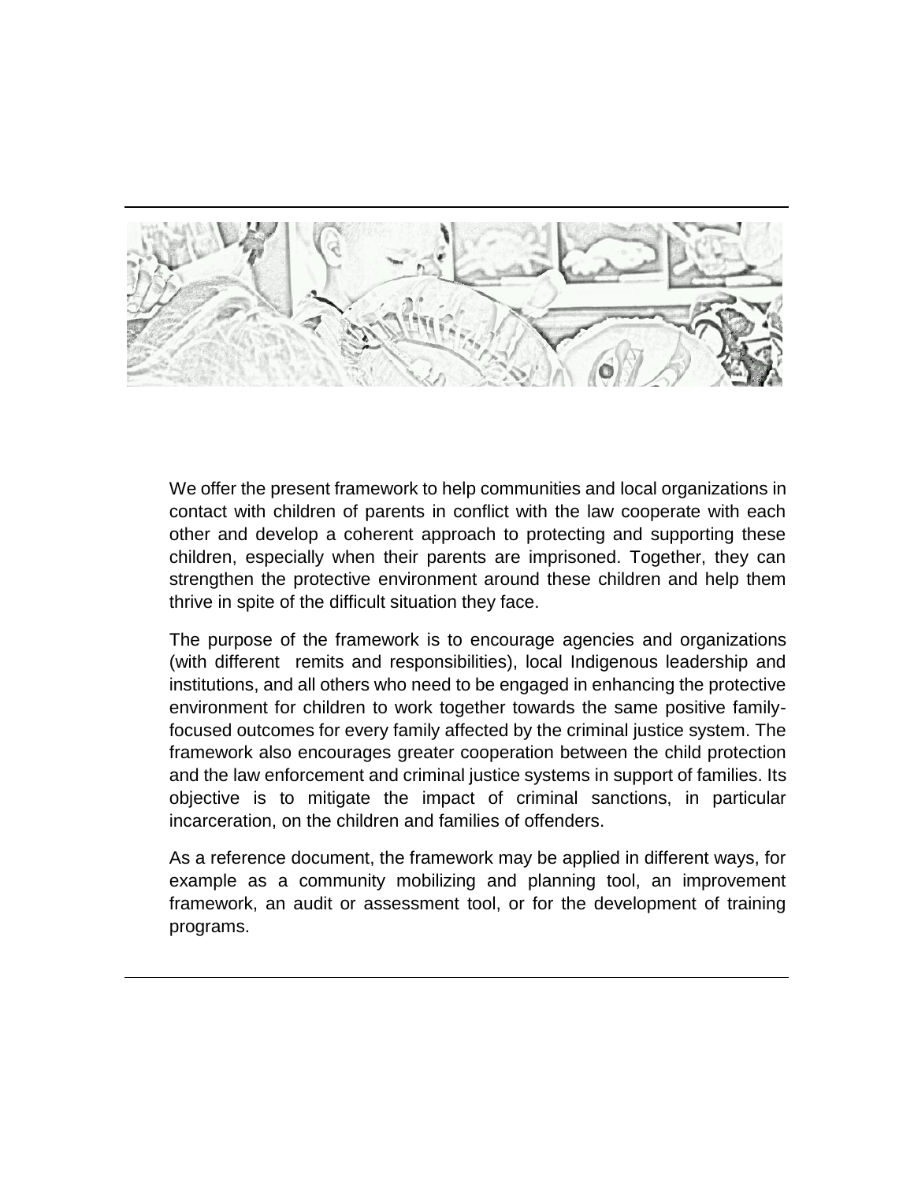We offer the present framework to help communities and local organizations in contact with children of parents in conflict with the law cooperate with each other and develop a coherent approach to protecting and supporting these children, especially when their parents are imprisoned. Together, they can strengthen the protective environment around these children and help them thrive in spite of the difficult situation they face.

The purpose of the framework is to encourage agencies and organizations (with different remits and responsibilities), local Indigenous leadership and institutions, and all others who need to be engaged in enhancing the protective environment for children to work together towards the same positive family-focused outcomes for every family affected by the criminal justice system. The framework also encourages greater cooperation between the child protection and the law enforcement and criminal justice systems in support of families. Its objective is to mitigate the impact of criminal sanctions, in particular incarceration, on the children and families of offenders.

As a reference document, the framework may be applied in different ways, for example as a community mobilizing and planning tool, an improvement framework, an audit or assessment tool, or for the development of training programs.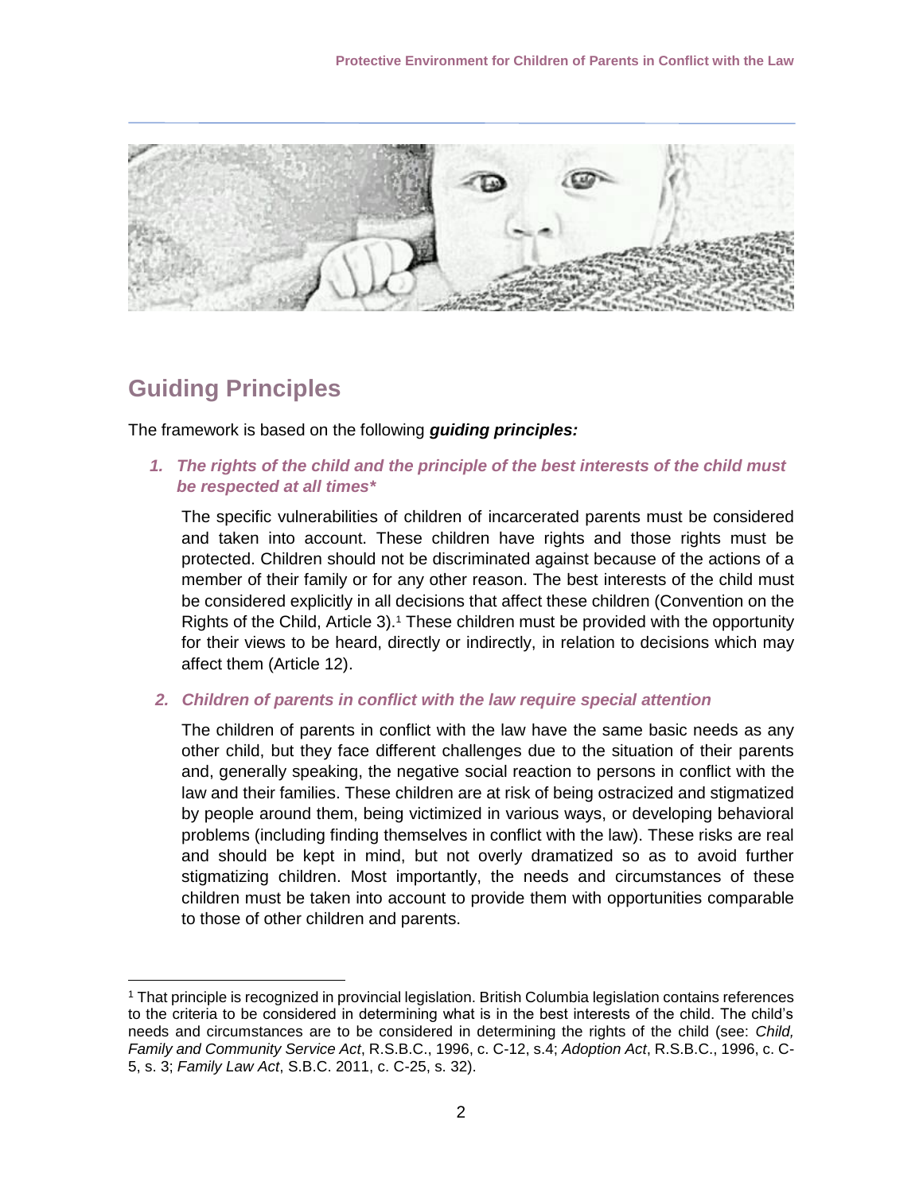## Guiding Principles

The framework is based on the following ***guiding principles:***

1. ***The rights of the child and the principle of the best interests of the child must be respected at all times****

   The specific vulnerabilities of children of incarcerated parents must be considered and taken into account. These children have rights and those rights must be protected. Children should not be discriminated against because of the actions of a member of their family or for any other reason. The best interests of the child must be considered explicitly in all decisions that affect these children (Convention on the Rights of the Child, Article 3).[1] These children must be provided with the opportunity for their views to be heard, directly or indirectly, in relation to decisions which may affect them (Article 12).

2. ***Children of parents in conflict with the law require special attention***

   The children of parents in conflict with the law have the same basic needs as any other child, but they face different challenges due to the situation of their parents and, generally speaking, the negative social reaction to persons in conflict with the law and their families. These children are at risk of being ostracized and stigmatized by people around them, being victimized in various ways, or developing behavioral problems (including finding themselves in conflict with the law). These risks are real and should be kept in mind, but not overly dramatized so as to avoid further stigmatizing children. Most importantly, the needs and circumstances of these children must be taken into account to provide them with opportunities comparable to those of other children and parents.

---

[1] That principle is recognized in provincial legislation. British Columbia legislation contains references to the criteria to be considered in determining what is in the best interests of the child. The child's needs and circumstances are to be considered in determining the rights of the child (see: *Child, Family and Community Service Act*, R.S.B.C., 1996, c. C-12, s.4; *Adoption Act*, R.S.B.C., 1996, c. C-5, s. 3; *Family Law Act*, S.B.C. 2011, c. C-25, s. 32).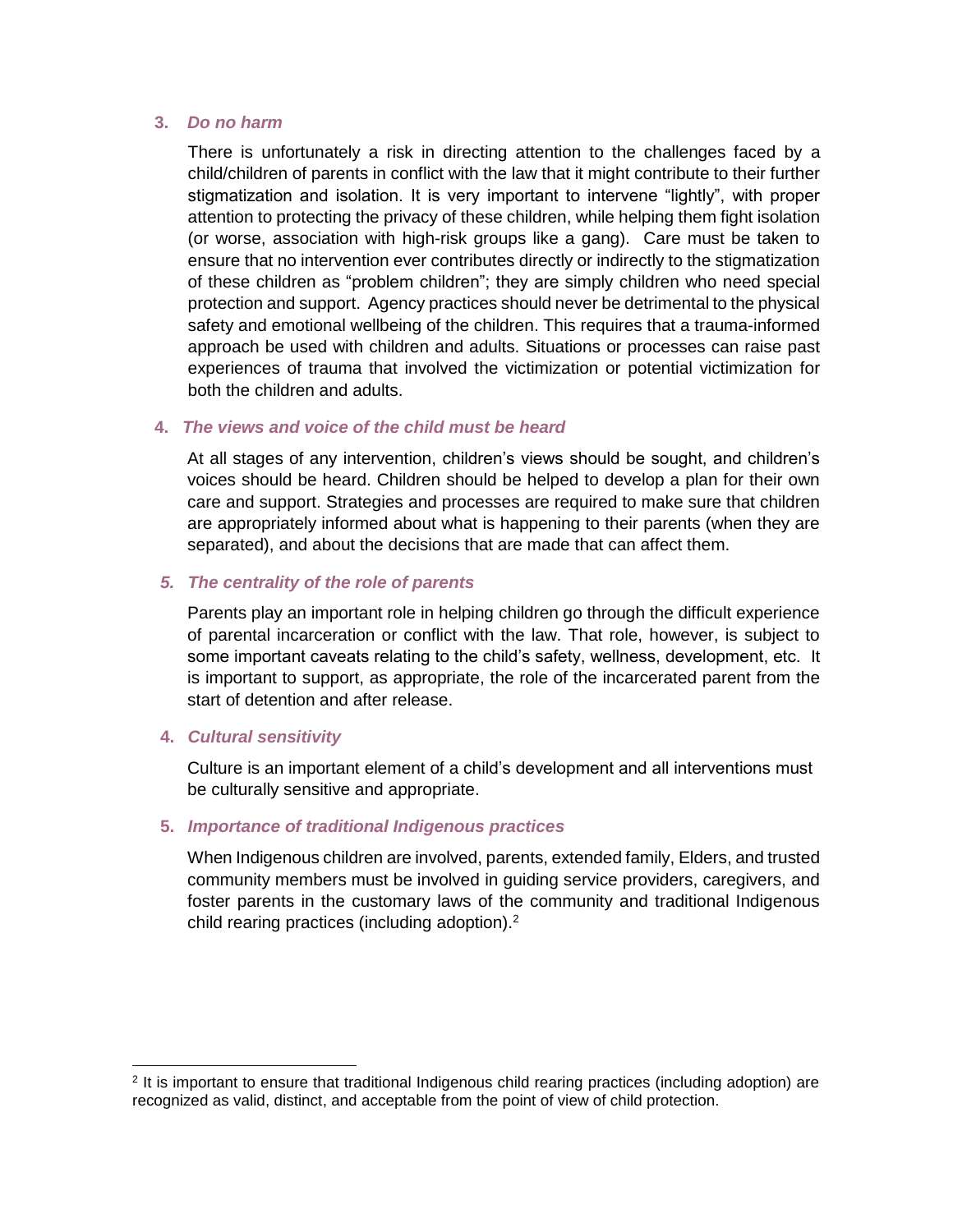### 3. *Do no harm*

There is unfortunately a risk in directing attention to the challenges faced by a child/children of parents in conflict with the law that it might contribute to their further stigmatization and isolation. It is very important to intervene "lightly", with proper attention to protecting the privacy of these children, while helping them fight isolation (or worse, association with high-risk groups like a gang). Care must be taken to ensure that no intervention ever contributes directly or indirectly to the stigmatization of these children as "problem children"; they are simply children who need special protection and support. Agency practices should never be detrimental to the physical safety and emotional wellbeing of the children. This requires that a trauma-informed approach be used with children and adults. Situations or processes can raise past experiences of trauma that involved the victimization or potential victimization for both the children and adults.

### 4. *The views and voice of the child must be heard*

At all stages of any intervention, children's views should be sought, and children's voices should be heard. Children should be helped to develop a plan for their own care and support. Strategies and processes are required to make sure that children are appropriately informed about what is happening to their parents (when they are separated), and about the decisions that are made that can affect them.

### 5. *The centrality of the role of parents*

Parents play an important role in helping children go through the difficult experience of parental incarceration or conflict with the law. That role, however, is subject to some important caveats relating to the child's safety, wellness, development, etc. It is important to support, as appropriate, the role of the incarcerated parent from the start of detention and after release.

### 4. *Cultural sensitivity*

Culture is an important element of a child's development and all interventions must be culturally sensitive and appropriate.

### 5. *Importance of traditional Indigenous practices*

When Indigenous children are involved, parents, extended family, Elders, and trusted community members must be involved in guiding service providers, caregivers, and foster parents in the customary laws of the community and traditional Indigenous child rearing practices (including adoption).[2]

---

[2] It is important to ensure that traditional Indigenous child rearing practices (including adoption) are recognized as valid, distinct, and acceptable from the point of view of child protection.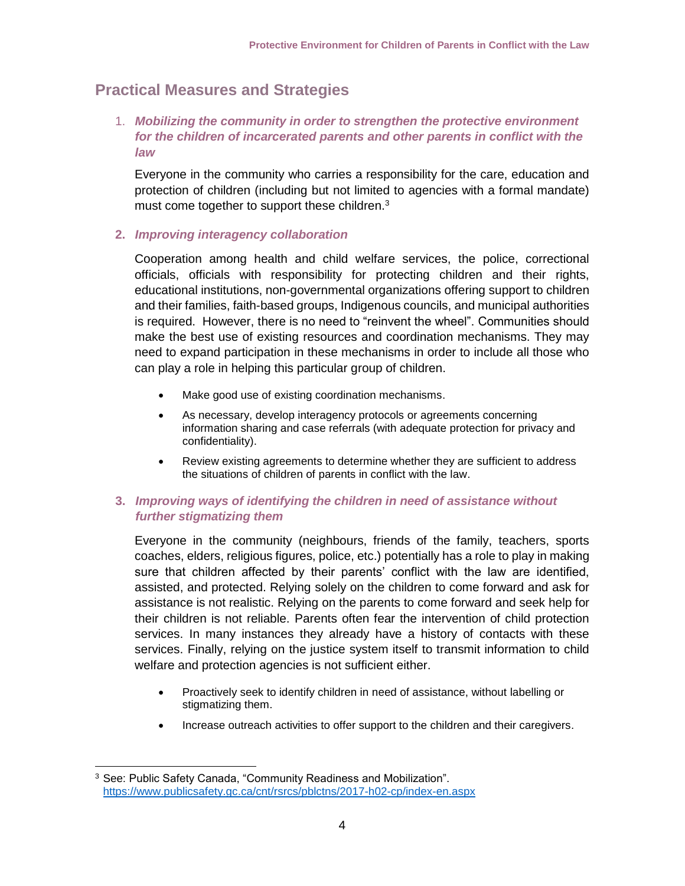## Practical Measures and Strategies

1. ***Mobilizing the community in order to strengthen the protective environment for the children of incarcerated parents and other parents in conflict with the law***

   Everyone in the community who carries a responsibility for the care, education and protection of children (including but not limited to agencies with a formal mandate) must come together to support these children.[3]

2. ***Improving interagency collaboration***

   Cooperation among health and child welfare services, the police, correctional officials, officials with responsibility for protecting children and their rights, educational institutions, non-governmental organizations offering support to children and their families, faith-based groups, Indigenous councils, and municipal authorities is required. However, there is no need to "reinvent the wheel". Communities should make the best use of existing resources and coordination mechanisms. They may need to expand participation in these mechanisms in order to include all those who can play a role in helping this particular group of children.

   - Make good use of existing coordination mechanisms.
   - As necessary, develop interagency protocols or agreements concerning information sharing and case referrals (with adequate protection for privacy and confidentiality).
   - Review existing agreements to determine whether they are sufficient to address the situations of children of parents in conflict with the law.

3. ***Improving ways of identifying the children in need of assistance without further stigmatizing them***

   Everyone in the community (neighbours, friends of the family, teachers, sports coaches, elders, religious figures, police, etc.) potentially has a role to play in making sure that children affected by their parents' conflict with the law are identified, assisted, and protected. Relying solely on the children to come forward and ask for assistance is not realistic. Relying on the parents to come forward and seek help for their children is not reliable. Parents often fear the intervention of child protection services. In many instances they already have a history of contacts with these services. Finally, relying on the justice system itself to transmit information to child welfare and protection agencies is not sufficient either.

   - Proactively seek to identify children in need of assistance, without labelling or stigmatizing them.
   - Increase outreach activities to offer support to the children and their caregivers.

---

[3] See: Public Safety Canada, "Community Readiness and Mobilization". https://www.publicsafety.gc.ca/cnt/rsrcs/pblctns/2017-h02-cp/index-en.aspx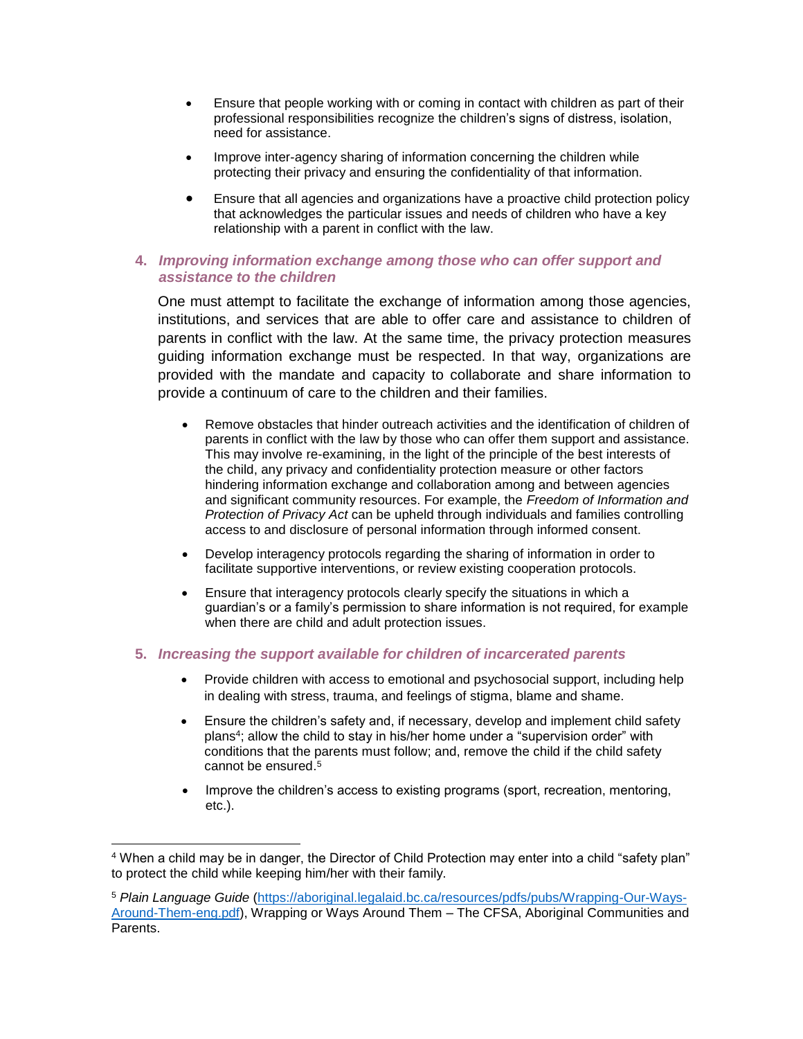- Ensure that people working with or coming in contact with children as part of their professional responsibilities recognize the children's signs of distress, isolation, need for assistance.
- Improve inter-agency sharing of information concerning the children while protecting their privacy and ensuring the confidentiality of that information.
- Ensure that all agencies and organizations have a proactive child protection policy that acknowledges the particular issues and needs of children who have a key relationship with a parent in conflict with the law.

### 4. *Improving information exchange among those who can offer support and assistance to the children*

One must attempt to facilitate the exchange of information among those agencies, institutions, and services that are able to offer care and assistance to children of parents in conflict with the law. At the same time, the privacy protection measures guiding information exchange must be respected. In that way, organizations are provided with the mandate and capacity to collaborate and share information to provide a continuum of care to the children and their families.

- Remove obstacles that hinder outreach activities and the identification of children of parents in conflict with the law by those who can offer them support and assistance. This may involve re-examining, in the light of the principle of the best interests of the child, any privacy and confidentiality protection measure or other factors hindering information exchange and collaboration among and between agencies and significant community resources. For example, the *Freedom of Information and Protection of Privacy Act* can be upheld through individuals and families controlling access to and disclosure of personal information through informed consent.
- Develop interagency protocols regarding the sharing of information in order to facilitate supportive interventions, or review existing cooperation protocols.
- Ensure that interagency protocols clearly specify the situations in which a guardian's or a family's permission to share information is not required, for example when there are child and adult protection issues.

### 5. *Increasing the support available for children of incarcerated parents*

- Provide children with access to emotional and psychosocial support, including help in dealing with stress, trauma, and feelings of stigma, blame and shame.
- Ensure the children's safety and, if necessary, develop and implement child safety plans[4]; allow the child to stay in his/her home under a "supervision order" with conditions that the parents must follow; and, remove the child if the child safety cannot be ensured.[5]
- Improve the children's access to existing programs (sport, recreation, mentoring, etc.).

---

[4] When a child may be in danger, the Director of Child Protection may enter into a child "safety plan" to protect the child while keeping him/her with their family.

[5] *Plain Language Guide* (https://aboriginal.legalaid.bc.ca/resources/pdfs/pubs/Wrapping-Our-Ways-Around-Them-eng.pdf), Wrapping or Ways Around Them – The CFSA, Aboriginal Communities and Parents.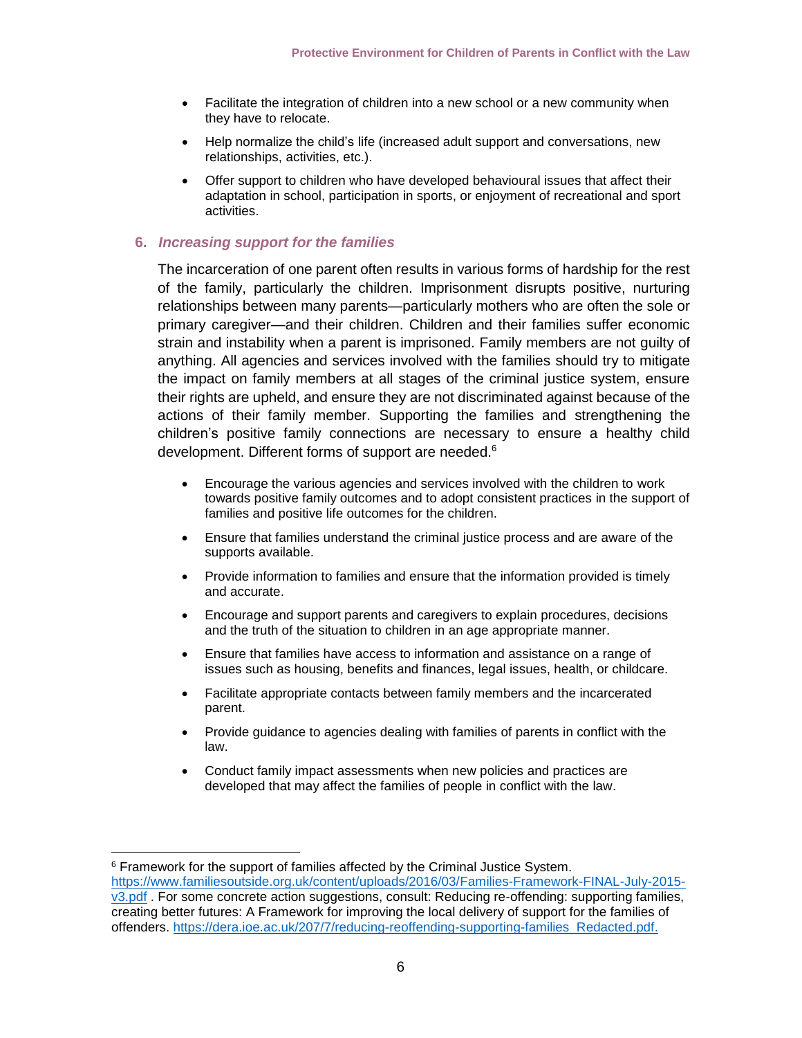- Facilitate the integration of children into a new school or a new community when they have to relocate.
- Help normalize the child's life (increased adult support and conversations, new relationships, activities, etc.).
- Offer support to children who have developed behavioural issues that affect their adaptation in school, participation in sports, or enjoyment of recreational and sport activities.

## 6. *Increasing support for the families*

The incarceration of one parent often results in various forms of hardship for the rest of the family, particularly the children. Imprisonment disrupts positive, nurturing relationships between many parents—particularly mothers who are often the sole or primary caregiver—and their children. Children and their families suffer economic strain and instability when a parent is imprisoned. Family members are not guilty of anything. All agencies and services involved with the families should try to mitigate the impact on family members at all stages of the criminal justice system, ensure their rights are upheld, and ensure they are not discriminated against because of the actions of their family member. Supporting the families and strengthening the children's positive family connections are necessary to ensure a healthy child development. Different forms of support are needed.[6]

- Encourage the various agencies and services involved with the children to work towards positive family outcomes and to adopt consistent practices in the support of families and positive life outcomes for the children.
- Ensure that families understand the criminal justice process and are aware of the supports available.
- Provide information to families and ensure that the information provided is timely and accurate.
- Encourage and support parents and caregivers to explain procedures, decisions and the truth of the situation to children in an age appropriate manner.
- Ensure that families have access to information and assistance on a range of issues such as housing, benefits and finances, legal issues, health, or childcare.
- Facilitate appropriate contacts between family members and the incarcerated parent.
- Provide guidance to agencies dealing with families of parents in conflict with the law.
- Conduct family impact assessments when new policies and practices are developed that may affect the families of people in conflict with the law.

---

[6] Framework for the support of families affected by the Criminal Justice System. https://www.familiesoutside.org.uk/content/uploads/2016/03/Families-Framework-FINAL-July-2015-v3.pdf . For some concrete action suggestions, consult: Reducing re-offending: supporting families, creating better futures: A Framework for improving the local delivery of support for the families of offenders. https://dera.ioe.ac.uk/207/7/reducing-reoffending-supporting-families_Redacted.pdf.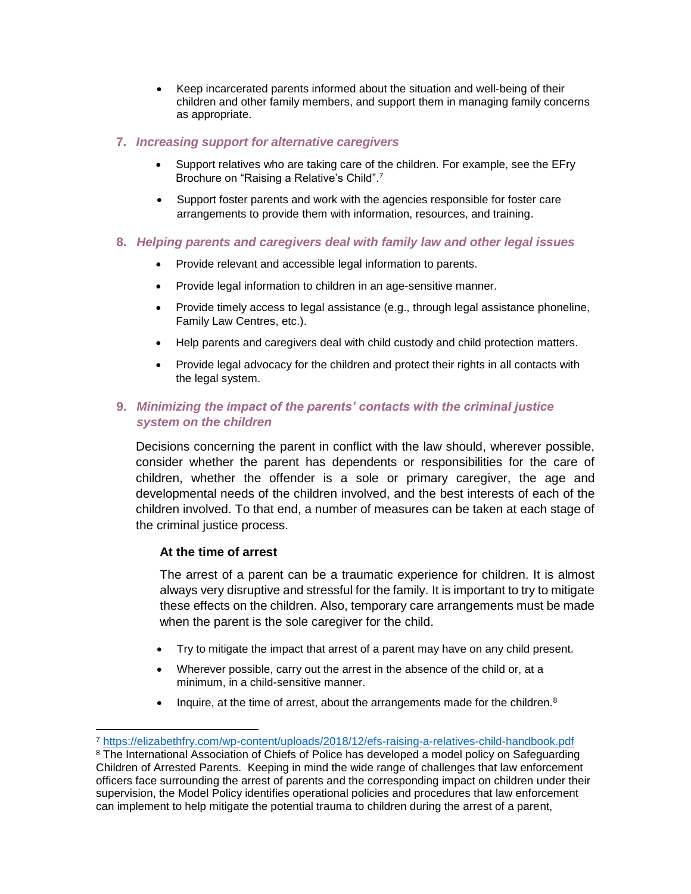- Keep incarcerated parents informed about the situation and well-being of their children and other family members, and support them in managing family concerns as appropriate.

### 7. *Increasing support for alternative caregivers*

- Support relatives who are taking care of the children. For example, see the EFry Brochure on "Raising a Relative's Child".[7]
- Support foster parents and work with the agencies responsible for foster care arrangements to provide them with information, resources, and training.

### 8. *Helping parents and caregivers deal with family law and other legal issues*

- Provide relevant and accessible legal information to parents.
- Provide legal information to children in an age-sensitive manner.
- Provide timely access to legal assistance (e.g., through legal assistance phoneline, Family Law Centres, etc.).
- Help parents and caregivers deal with child custody and child protection matters.
- Provide legal advocacy for the children and protect their rights in all contacts with the legal system.

### 9. *Minimizing the impact of the parents' contacts with the criminal justice system on the children*

Decisions concerning the parent in conflict with the law should, wherever possible, consider whether the parent has dependents or responsibilities for the care of children, whether the offender is a sole or primary caregiver, the age and developmental needs of the children involved, and the best interests of each of the children involved. To that end, a number of measures can be taken at each stage of the criminal justice process.

#### At the time of arrest

The arrest of a parent can be a traumatic experience for children. It is almost always very disruptive and stressful for the family. It is important to try to mitigate these effects on the children. Also, temporary care arrangements must be made when the parent is the sole caregiver for the child.

- Try to mitigate the impact that arrest of a parent may have on any child present.
- Wherever possible, carry out the arrest in the absence of the child or, at a minimum, in a child-sensitive manner.
- Inquire, at the time of arrest, about the arrangements made for the children.[8]

---

[7] https://elizabethfry.com/wp-content/uploads/2018/12/efs-raising-a-relatives-child-handbook.pdf

[8] The International Association of Chiefs of Police has developed a model policy on Safeguarding Children of Arrested Parents. Keeping in mind the wide range of challenges that law enforcement officers face surrounding the arrest of parents and the corresponding impact on children under their supervision, the Model Policy identifies operational policies and procedures that law enforcement can implement to help mitigate the potential trauma to children during the arrest of a parent,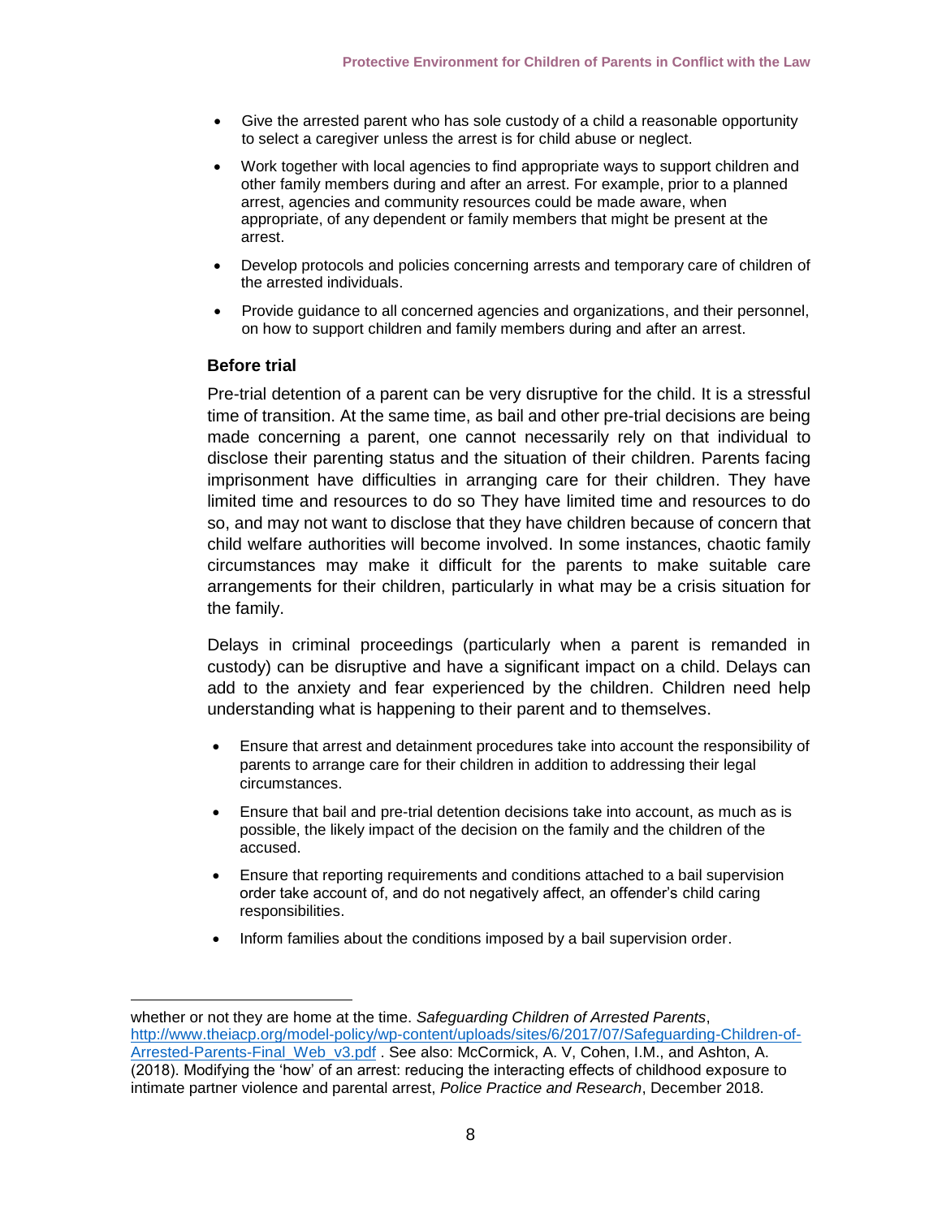- Give the arrested parent who has sole custody of a child a reasonable opportunity to select a caregiver unless the arrest is for child abuse or neglect.
- Work together with local agencies to find appropriate ways to support children and other family members during and after an arrest. For example, prior to a planned arrest, agencies and community resources could be made aware, when appropriate, of any dependent or family members that might be present at the arrest.
- Develop protocols and policies concerning arrests and temporary care of children of the arrested individuals.
- Provide guidance to all concerned agencies and organizations, and their personnel, on how to support children and family members during and after an arrest.

### Before trial

Pre-trial detention of a parent can be very disruptive for the child. It is a stressful time of transition. At the same time, as bail and other pre-trial decisions are being made concerning a parent, one cannot necessarily rely on that individual to disclose their parenting status and the situation of their children. Parents facing imprisonment have difficulties in arranging care for their children. They have limited time and resources to do so They have limited time and resources to do so, and may not want to disclose that they have children because of concern that child welfare authorities will become involved. In some instances, chaotic family circumstances may make it difficult for the parents to make suitable care arrangements for their children, particularly in what may be a crisis situation for the family.

Delays in criminal proceedings (particularly when a parent is remanded in custody) can be disruptive and have a significant impact on a child. Delays can add to the anxiety and fear experienced by the children. Children need help understanding what is happening to their parent and to themselves.

- Ensure that arrest and detainment procedures take into account the responsibility of parents to arrange care for their children in addition to addressing their legal circumstances.
- Ensure that bail and pre-trial detention decisions take into account, as much as is possible, the likely impact of the decision on the family and the children of the accused.
- Ensure that reporting requirements and conditions attached to a bail supervision order take account of, and do not negatively affect, an offender's child caring responsibilities.
- Inform families about the conditions imposed by a bail supervision order.

---

whether or not they are home at the time. *Safeguarding Children of Arrested Parents*, http://www.theiacp.org/model-policy/wp-content/uploads/sites/6/2017/07/Safeguarding-Children-of-Arrested-Parents-Final_Web_v3.pdf . See also: McCormick, A. V, Cohen, I.M., and Ashton, A. (2018). Modifying the 'how' of an arrest: reducing the interacting effects of childhood exposure to intimate partner violence and parental arrest, *Police Practice and Research*, December 2018.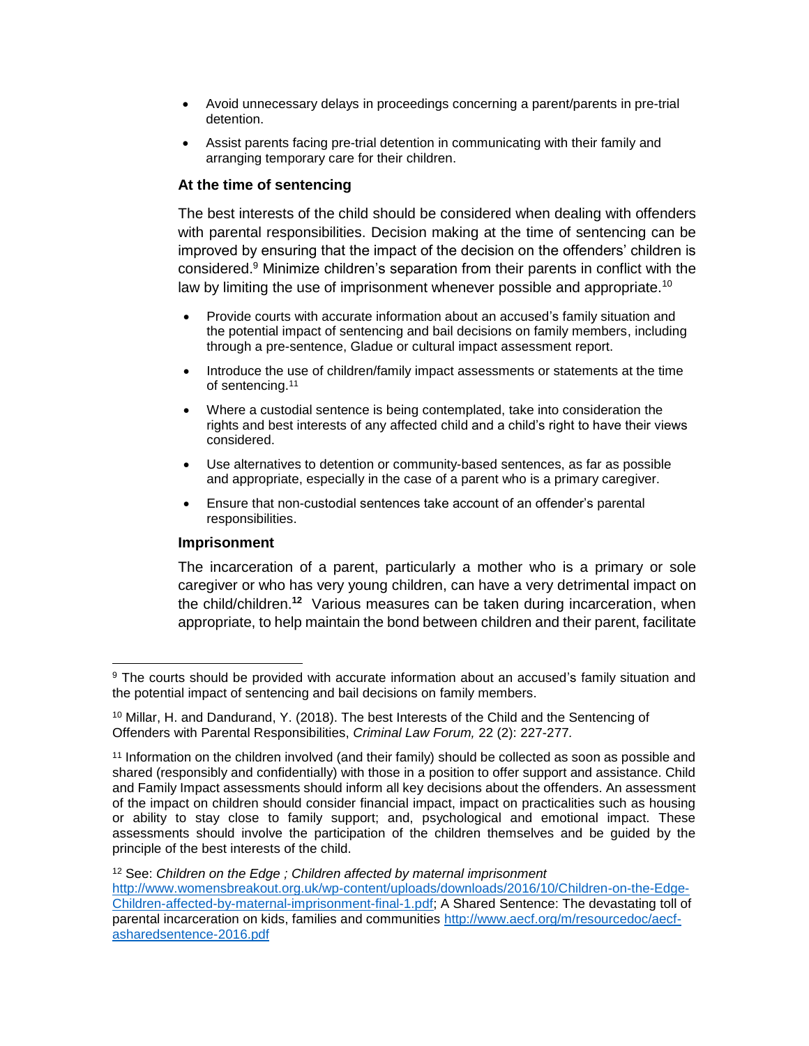- Avoid unnecessary delays in proceedings concerning a parent/parents in pre-trial detention.
- Assist parents facing pre-trial detention in communicating with their family and arranging temporary care for their children.

### At the time of sentencing

The best interests of the child should be considered when dealing with offenders with parental responsibilities. Decision making at the time of sentencing can be improved by ensuring that the impact of the decision on the offenders' children is considered.[9] Minimize children's separation from their parents in conflict with the law by limiting the use of imprisonment whenever possible and appropriate.[10]

- Provide courts with accurate information about an accused's family situation and the potential impact of sentencing and bail decisions on family members, including through a pre-sentence, Gladue or cultural impact assessment report.
- Introduce the use of children/family impact assessments or statements at the time of sentencing.[11]
- Where a custodial sentence is being contemplated, take into consideration the rights and best interests of any affected child and a child's right to have their views considered.
- Use alternatives to detention or community-based sentences, as far as possible and appropriate, especially in the case of a parent who is a primary caregiver.
- Ensure that non-custodial sentences take account of an offender's parental responsibilities.

### Imprisonment

The incarceration of a parent, particularly a mother who is a primary or sole caregiver or who has very young children, can have a very detrimental impact on the child/children.[12] Various measures can be taken during incarceration, when appropriate, to help maintain the bond between children and their parent, facilitate

---

[9] The courts should be provided with accurate information about an accused's family situation and the potential impact of sentencing and bail decisions on family members.

[10] Millar, H. and Dandurand, Y. (2018). The best Interests of the Child and the Sentencing of Offenders with Parental Responsibilities, *Criminal Law Forum,* 22 (2): 227-277.

[11] Information on the children involved (and their family) should be collected as soon as possible and shared (responsibly and confidentially) with those in a position to offer support and assistance. Child and Family Impact assessments should inform all key decisions about the offenders. An assessment of the impact on children should consider financial impact, impact on practicalities such as housing or ability to stay close to family support; and, psychological and emotional impact. These assessments should involve the participation of the children themselves and be guided by the principle of the best interests of the child.

[12] See: *Children on the Edge ; Children affected by maternal imprisonment* http://www.womensbreakout.org.uk/wp-content/uploads/downloads/2016/10/Children-on-the-Edge-Children-affected-by-maternal-imprisonment-final-1.pdf; A Shared Sentence: The devastating toll of parental incarceration on kids, families and communities http://www.aecf.org/m/resourcedoc/aecf-asharedsentence-2016.pdf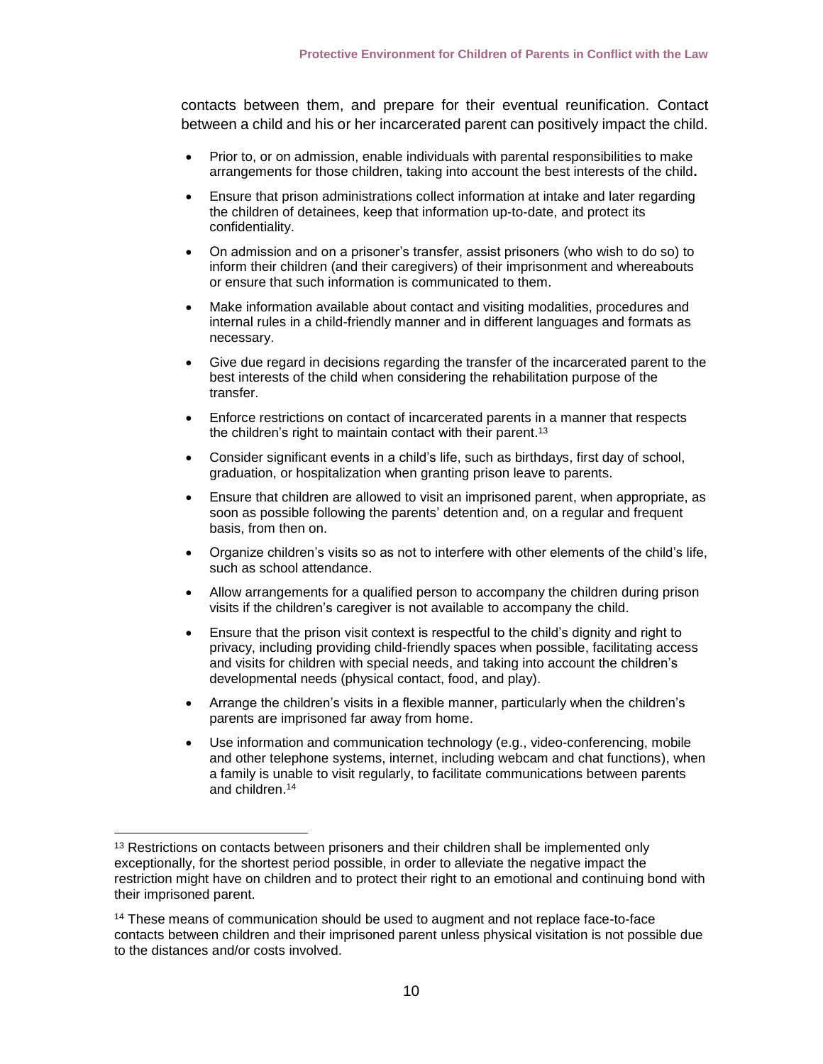contacts between them, and prepare for their eventual reunification. Contact between a child and his or her incarcerated parent can positively impact the child.

- Prior to, or on admission, enable individuals with parental responsibilities to make arrangements for those children, taking into account the best interests of the child**.**
- Ensure that prison administrations collect information at intake and later regarding the children of detainees, keep that information up-to-date, and protect its confidentiality.
- On admission and on a prisoner's transfer, assist prisoners (who wish to do so) to inform their children (and their caregivers) of their imprisonment and whereabouts or ensure that such information is communicated to them.
- Make information available about contact and visiting modalities, procedures and internal rules in a child-friendly manner and in different languages and formats as necessary.
- Give due regard in decisions regarding the transfer of the incarcerated parent to the best interests of the child when considering the rehabilitation purpose of the transfer.
- Enforce restrictions on contact of incarcerated parents in a manner that respects the children's right to maintain contact with their parent.[13]
- Consider significant events in a child's life, such as birthdays, first day of school, graduation, or hospitalization when granting prison leave to parents.
- Ensure that children are allowed to visit an imprisoned parent, when appropriate, as soon as possible following the parents' detention and, on a regular and frequent basis, from then on.
- Organize children's visits so as not to interfere with other elements of the child's life, such as school attendance.
- Allow arrangements for a qualified person to accompany the children during prison visits if the children's caregiver is not available to accompany the child.
- Ensure that the prison visit context is respectful to the child's dignity and right to privacy, including providing child-friendly spaces when possible, facilitating access and visits for children with special needs, and taking into account the children's developmental needs (physical contact, food, and play).
- Arrange the children's visits in a flexible manner, particularly when the children's parents are imprisoned far away from home.
- Use information and communication technology (e.g., video-conferencing, mobile and other telephone systems, internet, including webcam and chat functions), when a family is unable to visit regularly, to facilitate communications between parents and children.[14]

---

[13] Restrictions on contacts between prisoners and their children shall be implemented only exceptionally, for the shortest period possible, in order to alleviate the negative impact the restriction might have on children and to protect their right to an emotional and continuing bond with their imprisoned parent.

[14] These means of communication should be used to augment and not replace face-to-face contacts between children and their imprisoned parent unless physical visitation is not possible due to the distances and/or costs involved.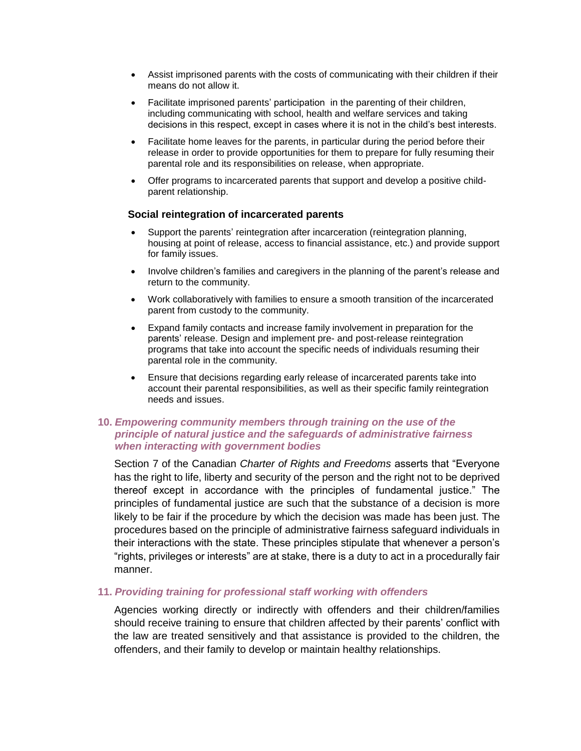- Assist imprisoned parents with the costs of communicating with their children if their means do not allow it.
- Facilitate imprisoned parents' participation in the parenting of their children, including communicating with school, health and welfare services and taking decisions in this respect, except in cases where it is not in the child's best interests.
- Facilitate home leaves for the parents, in particular during the period before their release in order to provide opportunities for them to prepare for fully resuming their parental role and its responsibilities on release, when appropriate.
- Offer programs to incarcerated parents that support and develop a positive child-parent relationship.

**Social reintegration of incarcerated parents**

- Support the parents' reintegration after incarceration (reintegration planning, housing at point of release, access to financial assistance, etc.) and provide support for family issues.
- Involve children's families and caregivers in the planning of the parent's release and return to the community.
- Work collaboratively with families to ensure a smooth transition of the incarcerated parent from custody to the community.
- Expand family contacts and increase family involvement in preparation for the parents' release. Design and implement pre- and post-release reintegration programs that take into account the specific needs of individuals resuming their parental role in the community.
- Ensure that decisions regarding early release of incarcerated parents take into account their parental responsibilities, as well as their specific family reintegration needs and issues.

### 10. *Empowering community members through training on the use of the principle of natural justice and the safeguards of administrative fairness when interacting with government bodies*

Section 7 of the Canadian *Charter of Rights and Freedoms* asserts that "Everyone has the right to life, liberty and security of the person and the right not to be deprived thereof except in accordance with the principles of fundamental justice." The principles of fundamental justice are such that the substance of a decision is more likely to be fair if the procedure by which the decision was made has been just. The procedures based on the principle of administrative fairness safeguard individuals in their interactions with the state. These principles stipulate that whenever a person's "rights, privileges or interests" are at stake, there is a duty to act in a procedurally fair manner.

### 11. *Providing training for professional staff working with offenders*

Agencies working directly or indirectly with offenders and their children/families should receive training to ensure that children affected by their parents' conflict with the law are treated sensitively and that assistance is provided to the children, the offenders, and their family to develop or maintain healthy relationships.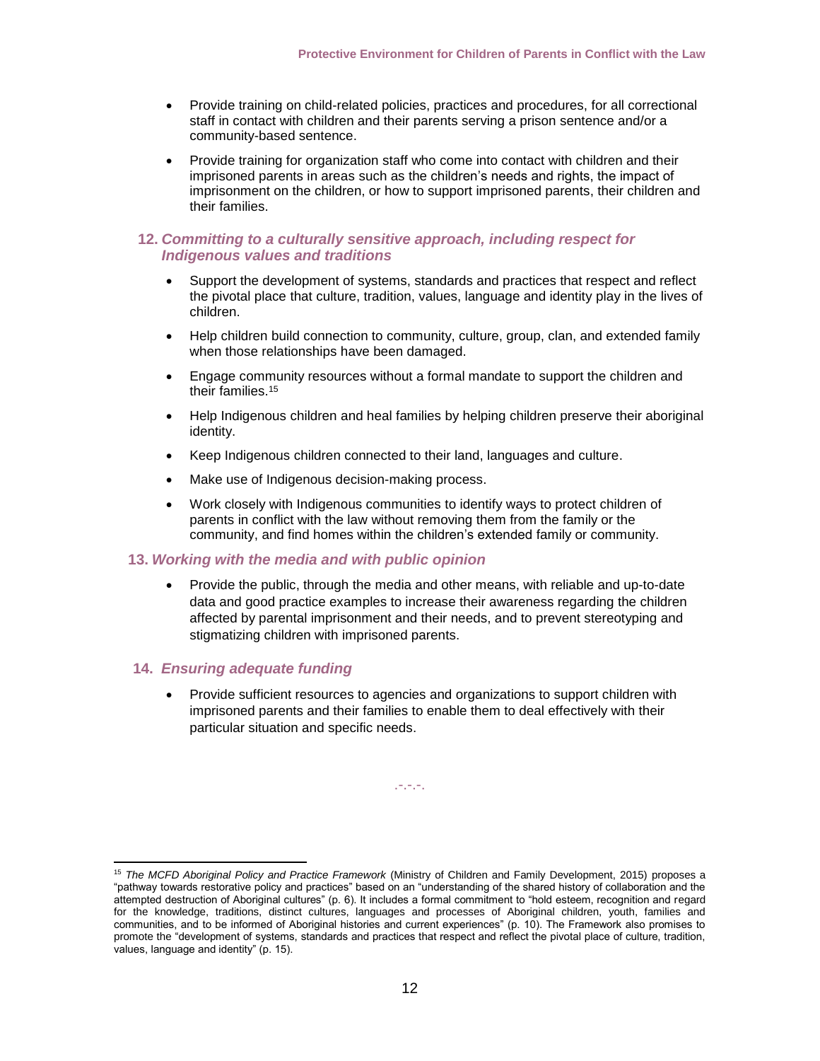- Provide training on child-related policies, practices and procedures, for all correctional staff in contact with children and their parents serving a prison sentence and/or a community-based sentence.
- Provide training for organization staff who come into contact with children and their imprisoned parents in areas such as the children's needs and rights, the impact of imprisonment on the children, or how to support imprisoned parents, their children and their families.

### 12. *Committing to a culturally sensitive approach, including respect for Indigenous values and traditions*

- Support the development of systems, standards and practices that respect and reflect the pivotal place that culture, tradition, values, language and identity play in the lives of children.
- Help children build connection to community, culture, group, clan, and extended family when those relationships have been damaged.
- Engage community resources without a formal mandate to support the children and their families.[15]
- Help Indigenous children and heal families by helping children preserve their aboriginal identity.
- Keep Indigenous children connected to their land, languages and culture.
- Make use of Indigenous decision-making process.
- Work closely with Indigenous communities to identify ways to protect children of parents in conflict with the law without removing them from the family or the community, and find homes within the children's extended family or community.

### 13. *Working with the media and with public opinion*

- Provide the public, through the media and other means, with reliable and up-to-date data and good practice examples to increase their awareness regarding the children affected by parental imprisonment and their needs, and to prevent stereotyping and stigmatizing children with imprisoned parents.

### 14. *Ensuring adequate funding*

- Provide sufficient resources to agencies and organizations to support children with imprisoned parents and their families to enable them to deal effectively with their particular situation and specific needs.

.-.-.-.

---

[15] *The MCFD Aboriginal Policy and Practice Framework* (Ministry of Children and Family Development, 2015) proposes a "pathway towards restorative policy and practices" based on an "understanding of the shared history of collaboration and the attempted destruction of Aboriginal cultures" (p. 6). It includes a formal commitment to "hold esteem, recognition and regard for the knowledge, traditions, distinct cultures, languages and processes of Aboriginal children, youth, families and communities, and to be informed of Aboriginal histories and current experiences" (p. 10). The Framework also promises to promote the "development of systems, standards and practices that respect and reflect the pivotal place of culture, tradition, values, language and identity" (p. 15).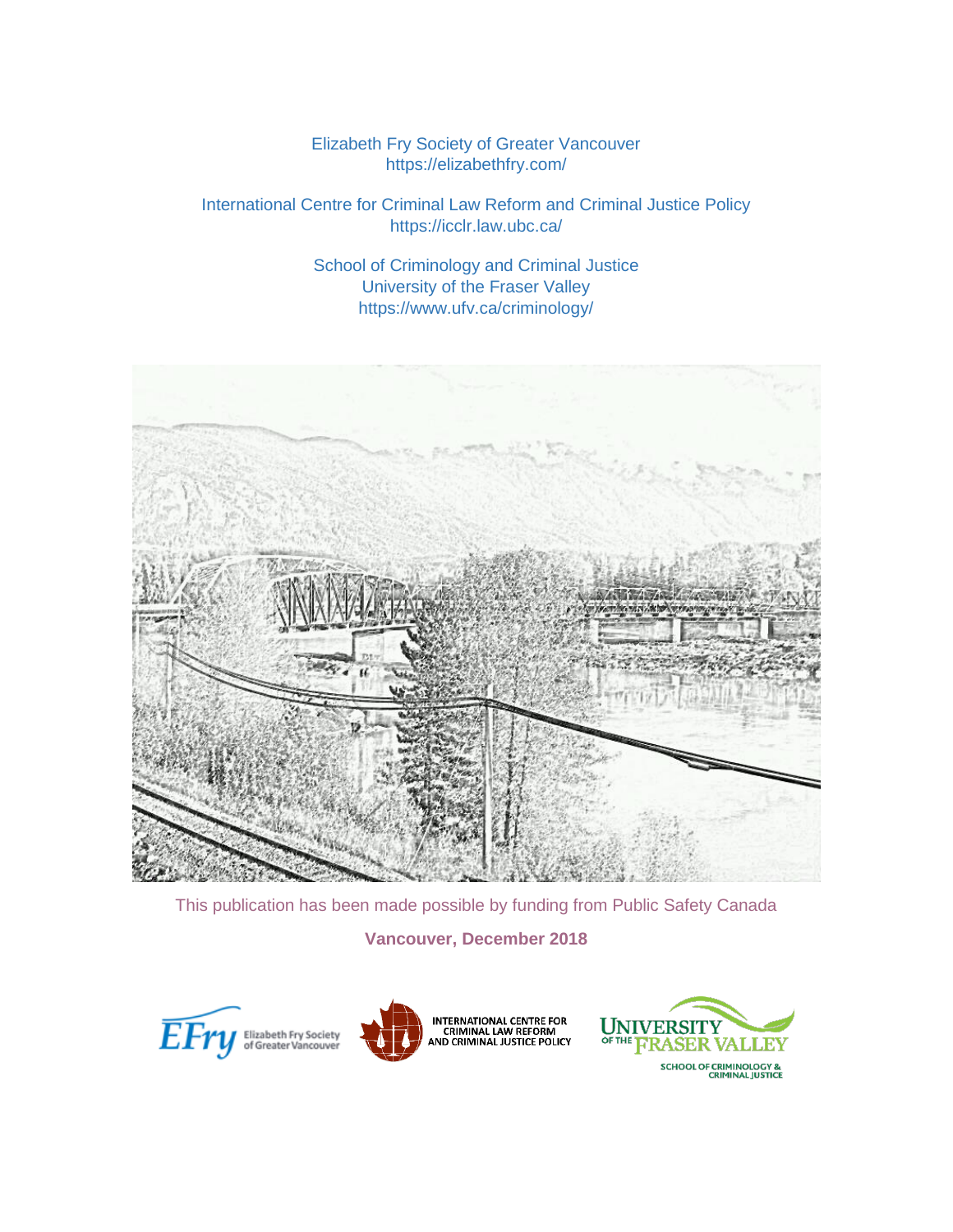Elizabeth Fry Society of Greater Vancouver
https://elizabethfry.com/

International Centre for Criminal Law Reform and Criminal Justice Policy
https://icclr.law.ubc.ca/

School of Criminology and Criminal Justice
University of the Fraser Valley
https://www.ufv.ca/criminology/

This publication has been made possible by funding from Public Safety Canada

**Vancouver, December 2018**